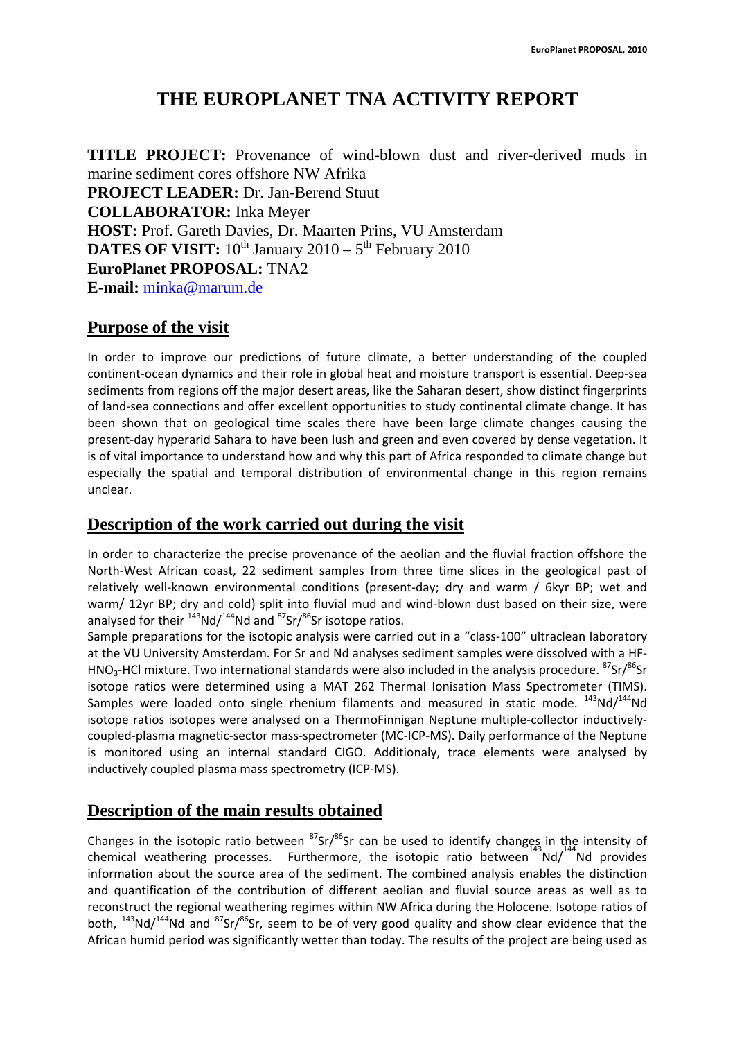# THE EUROPLANET TNA ACTIVITY REPORT

**TITLE PROJECT:** Provenance of wind-blown dust and river-derived muds in marine sediment cores offshore NW Afrika
**PROJECT LEADER:** Dr. Jan-Berend Stuut
**COLLABORATOR:** Inka Meyer
**HOST:** Prof. Gareth Davies, Dr. Maarten Prins, VU Amsterdam
**DATES OF VISIT:** $10^{th}$ January 2010 – $5^{th}$ February 2010
**EuroPlanet PROPOSAL:** TNA2
**E-mail:** minka@marum.de

## Purpose of the visit

In order to improve our predictions of future climate, a better understanding of the coupled continent-ocean dynamics and their role in global heat and moisture transport is essential. Deep-sea sediments from regions off the major desert areas, like the Saharan desert, show distinct fingerprints of land-sea connections and offer excellent opportunities to study continental climate change. It has been shown that on geological time scales there have been large climate changes causing the present-day hyperarid Sahara to have been lush and green and even covered by dense vegetation. It is of vital importance to understand how and why this part of Africa responded to climate change but especially the spatial and temporal distribution of environmental change in this region remains unclear.

## Description of the work carried out during the visit

In order to characterize the precise provenance of the aeolian and the fluvial fraction offshore the North-West African coast, 22 sediment samples from three time slices in the geological past of relatively well-known environmental conditions (present-day; dry and warm / 6kyr BP; wet and warm/ 12yr BP; dry and cold) split into fluvial mud and wind-blown dust based on their size, were analysed for their $^{143}Nd/^{144}Nd$ and $^{87}Sr/^{86}Sr$ isotope ratios.

Sample preparations for the isotopic analysis were carried out in a "class-100" ultraclean laboratory at the VU University Amsterdam. For Sr and Nd analyses sediment samples were dissolved with a HF-$HNO_3$-HCl mixture. Two international standards were also included in the analysis procedure. $^{87}Sr/^{86}Sr$ isotope ratios were determined using a MAT 262 Thermal Ionisation Mass Spectrometer (TIMS). Samples were loaded onto single rhenium filaments and measured in static mode. $^{143}Nd/^{144}Nd$ isotope ratios isotopes were analysed on a ThermoFinnigan Neptune multiple-collector inductively-coupled-plasma magnetic-sector mass-spectrometer (MC-ICP-MS). Daily performance of the Neptune is monitored using an internal standard CIGO. Additionaly, trace elements were analysed by inductively coupled plasma mass spectrometry (ICP-MS).

## Description of the main results obtained

Changes in the isotopic ratio between $^{87}Sr/^{86}Sr$ can be used to identify changes in the intensity of chemical weathering processes. Furthermore, the isotopic ratio between $^{143}Nd/^{144}Nd$ provides information about the source area of the sediment. The combined analysis enables the distinction and quantification of the contribution of different aeolian and fluvial source areas as well as to reconstruct the regional weathering regimes within NW Africa during the Holocene. Isotope ratios of both, $^{143}Nd/^{144}Nd$ and $^{87}Sr/^{86}Sr$, seem to be of very good quality and show clear evidence that the African humid period was significantly wetter than today. The results of the project are being used as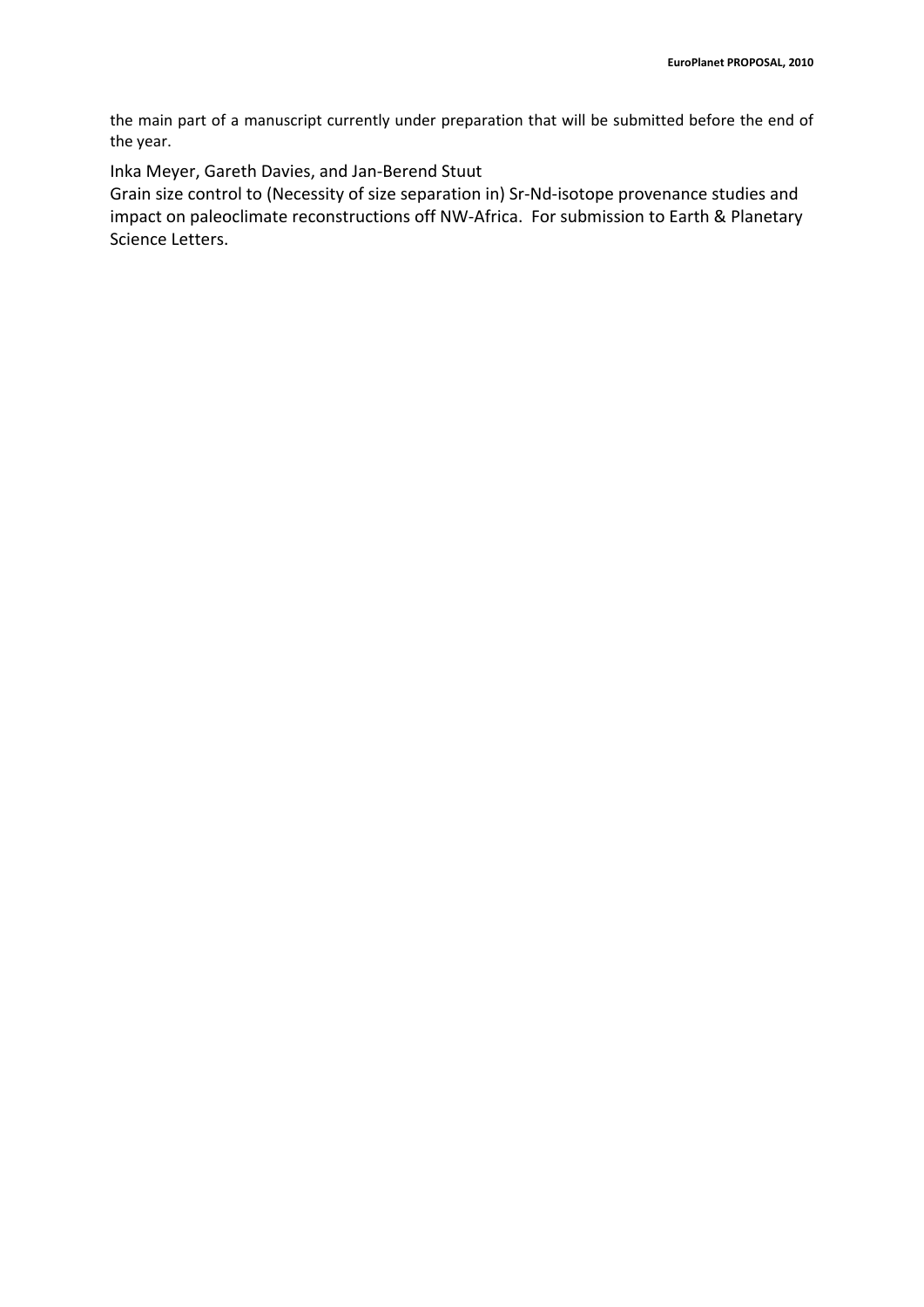the main part of a manuscript currently under preparation that will be submitted before the end of the year.

Inka Meyer, Gareth Davies, and Jan-Berend Stuut
Grain size control to (Necessity of size separation in) Sr-Nd-isotope provenance studies and impact on paleoclimate reconstructions off NW-Africa. For submission to Earth & Planetary Science Letters.